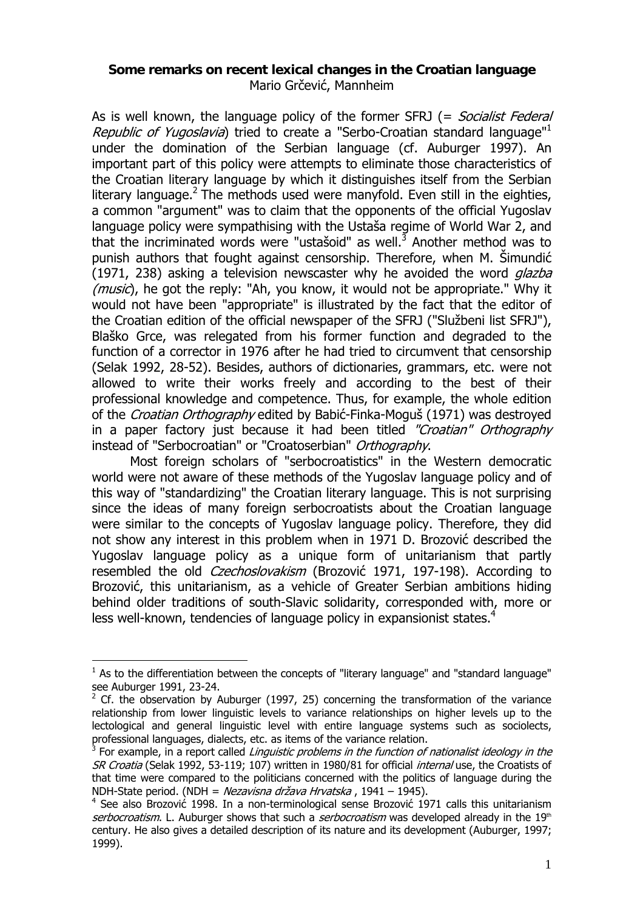**Some remarks on recent lexical changes in the Croatian language**

Mario Grčević, Mannheim

As is well known, the language policy of the former SFRJ (= *Socialist Federal Republic of Yugoslavia*) tried to create a "Serbo-Croatian standard language"[1] under the domination of the Serbian language (cf. Auburger 1997). An important part of this policy were attempts to eliminate those characteristics of the Croatian literary language by which it distinguishes itself from the Serbian literary language.[2] The methods used were manyfold. Even still in the eighties, a common "argument" was to claim that the opponents of the official Yugoslav language policy were sympathising with the Ustaša regime of World War 2, and that the incriminated words were "ustašoid" as well.[3] Another method was to punish authors that fought against censorship. Therefore, when M. Šimundić (1971, 238) asking a television newscaster why he avoided the word *glazba (music)*, he got the reply: "Ah, you know, it would not be appropriate." Why it would not have been "appropriate" is illustrated by the fact that the editor of the Croatian edition of the official newspaper of the SFRJ ("Službeni list SFRJ"), Blaško Grce, was relegated from his former function and degraded to the function of a corrector in 1976 after he had tried to circumvent that censorship (Selak 1992, 28-52). Besides, authors of dictionaries, grammars, etc. were not allowed to write their works freely and according to the best of their professional knowledge and competence. Thus, for example, the whole edition of the *Croatian Orthography* edited by Babić-Finka-Moguš (1971) was destroyed in a paper factory just because it had been titled *"Croatian" Orthography* instead of "Serbocroatian" or "Croatoserbian" *Orthography*.

Most foreign scholars of "serbocroatistics" in the Western democratic world were not aware of these methods of the Yugoslav language policy and of this way of "standardizing" the Croatian literary language. This is not surprising since the ideas of many foreign serbocroatists about the Croatian language were similar to the concepts of Yugoslav language policy. Therefore, they did not show any interest in this problem when in 1971 D. Brozović described the Yugoslav language policy as a unique form of unitarianism that partly resembled the old *Czechoslovakism* (Brozović 1971, 197-198). According to Brozović, this unitarianism, as a vehicle of Greater Serbian ambitions hiding behind older traditions of south-Slavic solidarity, corresponded with, more or less well-known, tendencies of language policy in expansionist states.[4]

---

[1] As to the differentiation between the concepts of "literary language" and "standard language" see Auburger 1991, 23-24.

[2] Cf. the observation by Auburger (1997, 25) concerning the transformation of the variance relationship from lower linguistic levels to variance relationships on higher levels up to the lectological and general linguistic level with entire language systems such as sociolects, professional languages, dialects, etc. as items of the variance relation.

[3] For example, in a report called *Linguistic problems in the function of nationalist ideology in the SR Croatia* (Selak 1992, 53-119; 107) written in 1980/81 for official *internal* use, the Croatists of that time were compared to the politicians concerned with the politics of language during the NDH-State period. (NDH = *Nezavisna država Hrvatska* , 1941 – 1945).

[4] See also Brozović 1998. In a non-terminological sense Brozović 1971 calls this unitarianism *serbocroatism*. L. Auburger shows that such a *serbocroatism* was developed already in the 19th century. He also gives a detailed description of its nature and its development (Auburger, 1997; 1999).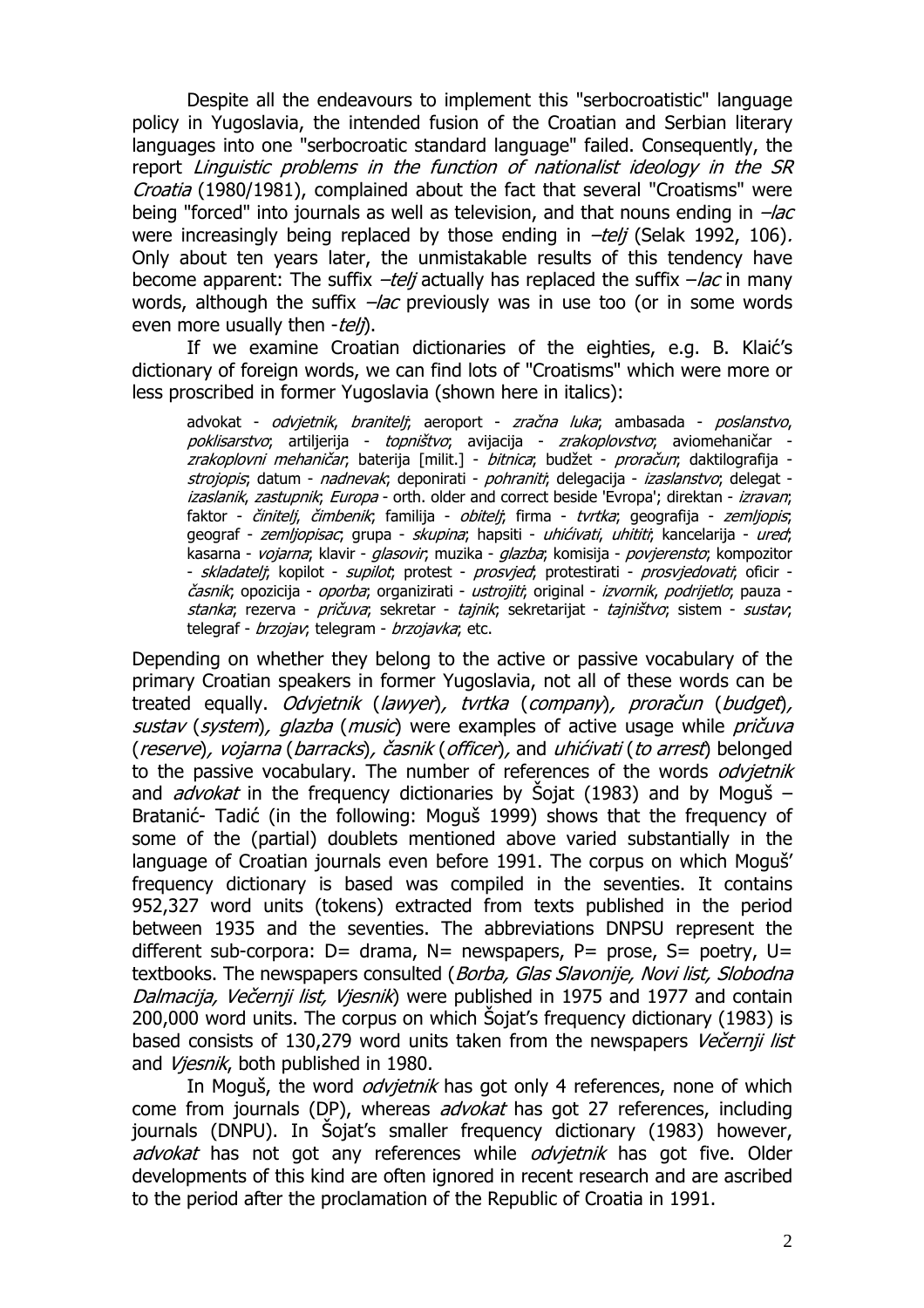Despite all the endeavours to implement this "serbocroatistic" language policy in Yugoslavia, the intended fusion of the Croatian and Serbian literary languages into one "serbocroatic standard language" failed. Consequently, the report *Linguistic problems in the function of nationalist ideology in the SR Croatia* (1980/1981), complained about the fact that several "Croatisms" were being "forced" into journals as well as television, and that nouns ending in *–lac* were increasingly being replaced by those ending in *–telj* (Selak 1992, 106). Only about ten years later, the unmistakable results of this tendency have become apparent: The suffix *–telj* actually has replaced the suffix *–lac* in many words, although the suffix *–lac* previously was in use too (or in some words even more usually then *-telj*).

If we examine Croatian dictionaries of the eighties, e.g. B. Klaić's dictionary of foreign words, we can find lots of "Croatisms" which were more or less proscribed in former Yugoslavia (shown here in italics):

> advokat - *odvjetnik*, *branitelj*; aeroport - *zračna luka*; ambasada - *poslanstvo*, *poklisarstvo*; artiljerija - *topništvo*; avijacija - *zrakoplovstvo*; aviomehaničar - *zrakoplovni mehaničar*; baterija [milit.] - *bitnica*; budžet - *proračun*; daktilografija - *strojopis*; datum - *nadnevak*; deponirati - *pohraniti*; delegacija - *izaslanstvo*; delegat - *izaslanik*, *zastupnik*; *Europa* - orth. older and correct beside 'Evropa'; direktan - *izravan*; faktor - *činitelj*, *čimbenik*; familija - *obitelj*; firma - *tvrtka*; geografija - *zemljopis*; geograf - *zemljopisac*; grupa - *skupina*; hapsiti - *uhićivati*, *uhititi*; kancelarija - *ured*; kasarna - *vojarna*; klavir - *glasovir*; muzika - *glazba*; komisija - *povjerensto*; kompozitor - *skladatelj*; kopilot - *supilot*; protest - *prosvjed*; protestirati - *prosvjedovati*; oficir - *časnik*; opozicija - *oporba*; organizirati - *ustrojiti*; original - *izvornik*, *podrijetlo*; pauza - *stanka*; rezerva - *pričuva*; sekretar - *tajnik*; sekretarijat - *tajništvo*; sistem - *sustav*; telegraf - *brzojav*; telegram - *brzojavka*; etc.

Depending on whether they belong to the active or passive vocabulary of the primary Croatian speakers in former Yugoslavia, not all of these words can be treated equally. *Odvjetnik* (*lawyer*), *tvrtka* (*company*), *proračun* (*budget*), *sustav* (*system*), *glazba* (*music*) were examples of active usage while *pričuva* (*reserve*), *vojarna* (*barracks*), *časnik* (*officer*), and *uhićivati* (*to arrest*) belonged to the passive vocabulary. The number of references of the words *odvjetnik* and *advokat* in the frequency dictionaries by Šojat (1983) and by Moguš – Bratanić- Tadić (in the following: Moguš 1999) shows that the frequency of some of the (partial) doublets mentioned above varied substantially in the language of Croatian journals even before 1991. The corpus on which Moguš' frequency dictionary is based was compiled in the seventies. It contains 952,327 word units (tokens) extracted from texts published in the period between 1935 and the seventies. The abbreviations DNPSU represent the different sub-corpora: D= drama, N= newspapers, P= prose, S= poetry, U= textbooks. The newspapers consulted (*Borba, Glas Slavonije, Novi list, Slobodna Dalmacija, Večernji list, Vjesnik*) were published in 1975 and 1977 and contain 200,000 word units. The corpus on which Šojat's frequency dictionary (1983) is based consists of 130,279 word units taken from the newspapers *Večernji list* and *Vjesnik*, both published in 1980.

In Moguš, the word *odvjetnik* has got only 4 references, none of which come from journals (DP), whereas *advokat* has got 27 references, including journals (DNPU). In Šojat's smaller frequency dictionary (1983) however, *advokat* has not got any references while *odvjetnik* has got five. Older developments of this kind are often ignored in recent research and are ascribed to the period after the proclamation of the Republic of Croatia in 1991.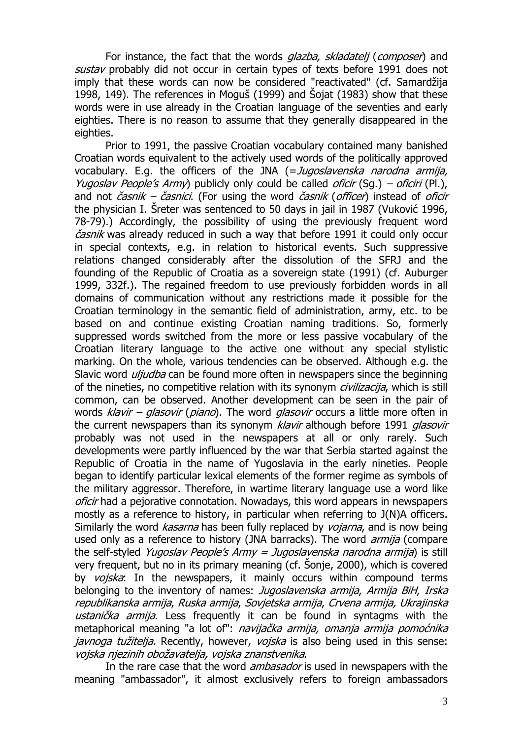For instance, the fact that the words *glazba, skladatelj* (*composer*) and *sustav* probably did not occur in certain types of texts before 1991 does not imply that these words can now be considered "reactivated" (cf. Samardžija 1998, 149). The references in Moguš (1999) and Šojat (1983) show that these words were in use already in the Croatian language of the seventies and early eighties. There is no reason to assume that they generally disappeared in the eighties.

Prior to 1991, the passive Croatian vocabulary contained many banished Croatian words equivalent to the actively used words of the politically approved vocabulary. E.g. the officers of the JNA (=*Jugoslavenska narodna armija, Yugoslav People's Army*) publicly only could be called *oficir* (Sg.) – *oficiri* (Pl.), and not *časnik – časnici*. (For using the word *časnik* (*officer*) instead of *oficir* the physician I. Šreter was sentenced to 50 days in jail in 1987 (Vuković 1996, 78-79).) Accordingly, the possibility of using the previously frequent word *časnik* was already reduced in such a way that before 1991 it could only occur in special contexts, e.g. in relation to historical events. Such suppressive relations changed considerably after the dissolution of the SFRJ and the founding of the Republic of Croatia as a sovereign state (1991) (cf. Auburger 1999, 332f.). The regained freedom to use previously forbidden words in all domains of communication without any restrictions made it possible for the Croatian terminology in the semantic field of administration, army, etc. to be based on and continue existing Croatian naming traditions. So, formerly suppressed words switched from the more or less passive vocabulary of the Croatian literary language to the active one without any special stylistic marking. On the whole, various tendencies can be observed. Although e.g. the Slavic word *uljudba* can be found more often in newspapers since the beginning of the nineties, no competitive relation with its synonym *civilizacija*, which is still common, can be observed. Another development can be seen in the pair of words *klavir – glasovir* (*piano*). The word *glasovir* occurs a little more often in the current newspapers than its synonym *klavir* although before 1991 *glasovir* probably was not used in the newspapers at all or only rarely. Such developments were partly influenced by the war that Serbia started against the Republic of Croatia in the name of Yugoslavia in the early nineties. People began to identify particular lexical elements of the former regime as symbols of the military aggressor. Therefore, in wartime literary language use a word like *oficir* had a pejorative connotation. Nowadays, this word appears in newspapers mostly as a reference to history, in particular when referring to J(N)A officers. Similarly the word *kasarna* has been fully replaced by *vojarna*, and is now being used only as a reference to history (JNA barracks). The word *armija* (compare the self-styled *Yugoslav People's Army = Jugoslavenska narodna armija*) is still very frequent, but no in its primary meaning (cf. Šonje, 2000), which is covered by *vojska*: In the newspapers, it mainly occurs within compound terms belonging to the inventory of names: *Jugoslavenska armija*, *Armija BiH*, *Irska republikanska armija*, *Ruska armija*, *Sovjetska armija*, *Crvena armija, Ukrajinska ustanička armija*. Less frequently it can be found in syntagms with the metaphorical meaning "a lot of": *navijačka armija, omanja armija pomoćnika javnoga tužitelja.* Recently, however, *vojska* is also being used in this sense: *vojska njezinih obožavatelja, vojska znanstvenika*.

In the rare case that the word *ambasador* is used in newspapers with the meaning "ambassador", it almost exclusively refers to foreign ambassadors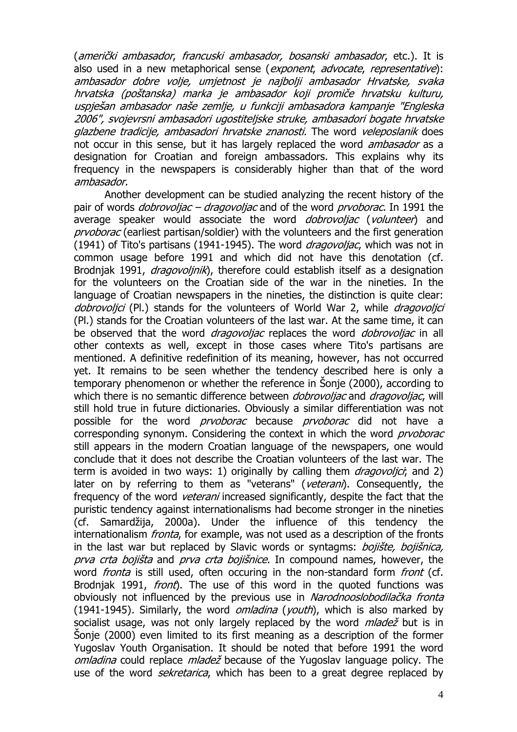(*američki ambasador*, *francuski ambasador, bosanski ambasador*, etc.). It is also used in a new metaphorical sense (*exponent*, *advocate*, *representative*): *ambasador dobre volje, umjetnost je najbolji ambasador Hrvatske, svaka hrvatska (poštanska) marka je ambasador koji promiče hrvatsku kulturu, uspješan ambasador naše zemlje, u funkciji ambasadora kampanje "Engleska 2006", svojevrsni ambasadori ugostiteljske struke, ambasadori bogate hrvatske glazbene tradicije, ambasadori hrvatske znanosti.* The word *veleposlanik* does not occur in this sense, but it has largely replaced the word *ambasador* as a designation for Croatian and foreign ambassadors. This explains why its frequency in the newspapers is considerably higher than that of the word *ambasador.*

Another development can be studied analyzing the recent history of the pair of words *dobrovoljac – dragovoljac* and of the word *prvoborac*. In 1991 the average speaker would associate the word *dobrovoljac* (*volunteer*) and *prvoborac* (earliest partisan/soldier) with the volunteers and the first generation (1941) of Tito's partisans (1941-1945). The word *dragovoljac*, which was not in common usage before 1991 and which did not have this denotation (cf. Brodnjak 1991, *dragovoljnik*), therefore could establish itself as a designation for the volunteers on the Croatian side of the war in the nineties. In the language of Croatian newspapers in the nineties, the distinction is quite clear: *dobrovoljci* (Pl.) stands for the volunteers of World War 2, while *dragovoljci* (Pl.) stands for the Croatian volunteers of the last war. At the same time, it can be observed that the word *dragovoljac* replaces the word *dobrovoljac* in all other contexts as well, except in those cases where Tito's partisans are mentioned. A definitive redefinition of its meaning, however, has not occurred yet. It remains to be seen whether the tendency described here is only a temporary phenomenon or whether the reference in Šonje (2000), according to which there is no semantic difference between *dobrovoljac* and *dragovoljac*, will still hold true in future dictionaries. Obviously a similar differentiation was not possible for the word *prvoborac* because *prvoborac* did not have a corresponding synonym. Considering the context in which the word *prvoborac* still appears in the modern Croatian language of the newspapers, one would conclude that it does not describe the Croatian volunteers of the last war. The term is avoided in two ways: 1) originally by calling them *dragovoljci*; and 2) later on by referring to them as "veterans" (*veterani*). Consequently, the frequency of the word *veterani* increased significantly, despite the fact that the puristic tendency against internationalisms had become stronger in the nineties (cf. Samardžija, 2000a). Under the influence of this tendency the internationalism *fronta*, for example, was not used as a description of the fronts in the last war but replaced by Slavic words or syntagms: *bojište, bojišnica, prva crta bojišta* and *prva crta bojišnice.* In compound names, however, the word *fronta* is still used, often occuring in the non-standard form *front* (cf. Brodnjak 1991, *front*). The use of this word in the quoted functions was obviously not influenced by the previous use in *Narodnooslobodilačka fronta* (1941-1945). Similarly, the word *omladina* (*youth*), which is also marked by socialist usage, was not only largely replaced by the word *mladež* but is in Šonje (2000) even limited to its first meaning as a description of the former Yugoslav Youth Organisation. It should be noted that before 1991 the word *omladina* could replace *mladež* because of the Yugoslav language policy. The use of the word *sekretarica*, which has been to a great degree replaced by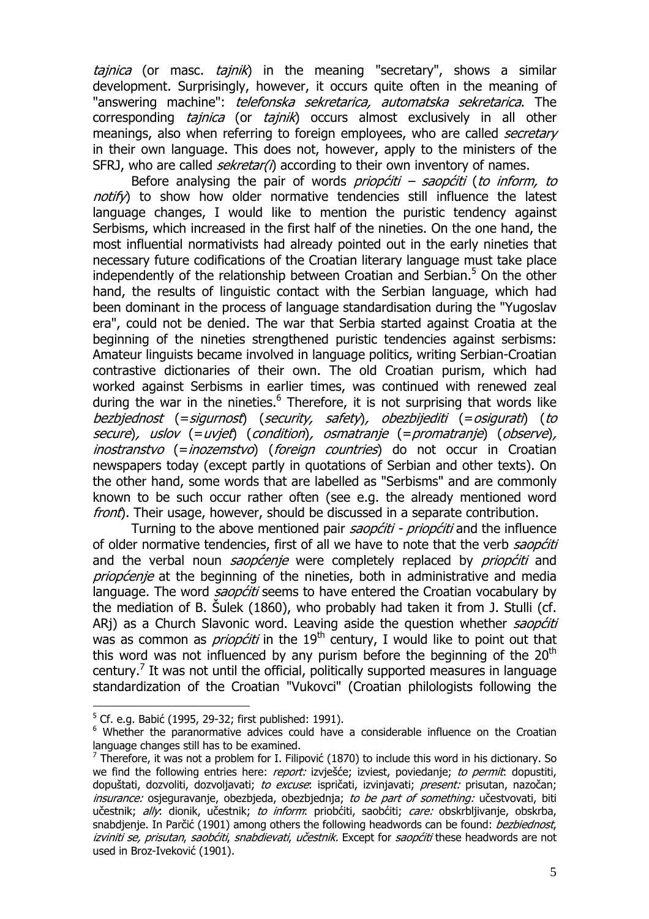*tajnica* (or masc. *tajnik*) in the meaning "secretary", shows a similar development. Surprisingly, however, it occurs quite often in the meaning of "answering machine": *telefonska sekretarica, automatska sekretarica*. The corresponding *tajnica* (or *tajnik*) occurs almost exclusively in all other meanings, also when referring to foreign employees, who are called *secretary* in their own language. This does not, however, apply to the ministers of the SFRJ, who are called *sekretar(i)* according to their own inventory of names.

Before analysing the pair of words *priopćiti – saopćiti* (*to inform, to notify*) to show how older normative tendencies still influence the latest language changes, I would like to mention the puristic tendency against Serbisms, which increased in the first half of the nineties. On the one hand, the most influential normativists had already pointed out in the early nineties that necessary future codifications of the Croatian literary language must take place independently of the relationship between Croatian and Serbian.[5] On the other hand, the results of linguistic contact with the Serbian language, which had been dominant in the process of language standardisation during the "Yugoslav era", could not be denied. The war that Serbia started against Croatia at the beginning of the nineties strengthened puristic tendencies against serbisms: Amateur linguists became involved in language politics, writing Serbian-Croatian contrastive dictionaries of their own. The old Croatian purism, which had worked against Serbisms in earlier times, was continued with renewed zeal during the war in the nineties.[6] Therefore, it is not surprising that words like *bezbjednost* (=*sigurnost*) (*security, safety*), *obezbijediti* (=*osigurati*) (*to secure*), *uslov* (=*uvjet*) (*condition*), *osmatranje* (=*promatranje*) (*observe*), *inostranstvo* (=*inozemstvo*) (*foreign countries*) do not occur in Croatian newspapers today (except partly in quotations of Serbian and other texts). On the other hand, some words that are labelled as "Serbisms" and are commonly known to be such occur rather often (see e.g. the already mentioned word *front*). Their usage, however, should be discussed in a separate contribution.

Turning to the above mentioned pair *saopćiti - priopćiti* and the influence of older normative tendencies, first of all we have to note that the verb *saopćiti* and the verbal noun *saopćenje* were completely replaced by *priopćiti* and *priopćenje* at the beginning of the nineties, both in administrative and media language. The word *saopćiti* seems to have entered the Croatian vocabulary by the mediation of B. Šulek (1860), who probably had taken it from J. Stulli (cf. ARj) as a Church Slavonic word. Leaving aside the question whether *saopćiti* was as common as *priopćiti* in the 19th century, I would like to point out that this word was not influenced by any purism before the beginning of the 20th century.[7] It was not until the official, politically supported measures in language standardization of the Croatian "Vukovci" (Croatian philologists following the

---

[5] Cf. e.g. Babić (1995, 29-32; first published: 1991).

[6] Whether the paranormative advices could have a considerable influence on the Croatian language changes still has to be examined.

[7] Therefore, it was not a problem for I. Filipović (1870) to include this word in his dictionary. So we find the following entries here: *report:* izvješće; izviest, poviedanje; *to permit*: dopustiti, dopuštati, dozvoliti, dozvoljavati; *to excuse*: ispričati, izvinjavati; *present:* prisutan, nazočan; *insurance:* osjeguravanje, obezbjeda, obezbjednja; *to be part of something:* učestvovati, biti učestnik; *ally*: dionik, učestnik; *to inform*: priobćiti, saobćiti; *care:* obskrbljivanje, obskrba, snabdjenje. In Parčić (1901) among others the following headwords can be found: *bezbiednost*, *izviniti se*, *prisutan*, *saobćiti*, *snabdievati*, *učestnik.* Except for *saopćiti* these headwords are not used in Broz-Iveković (1901).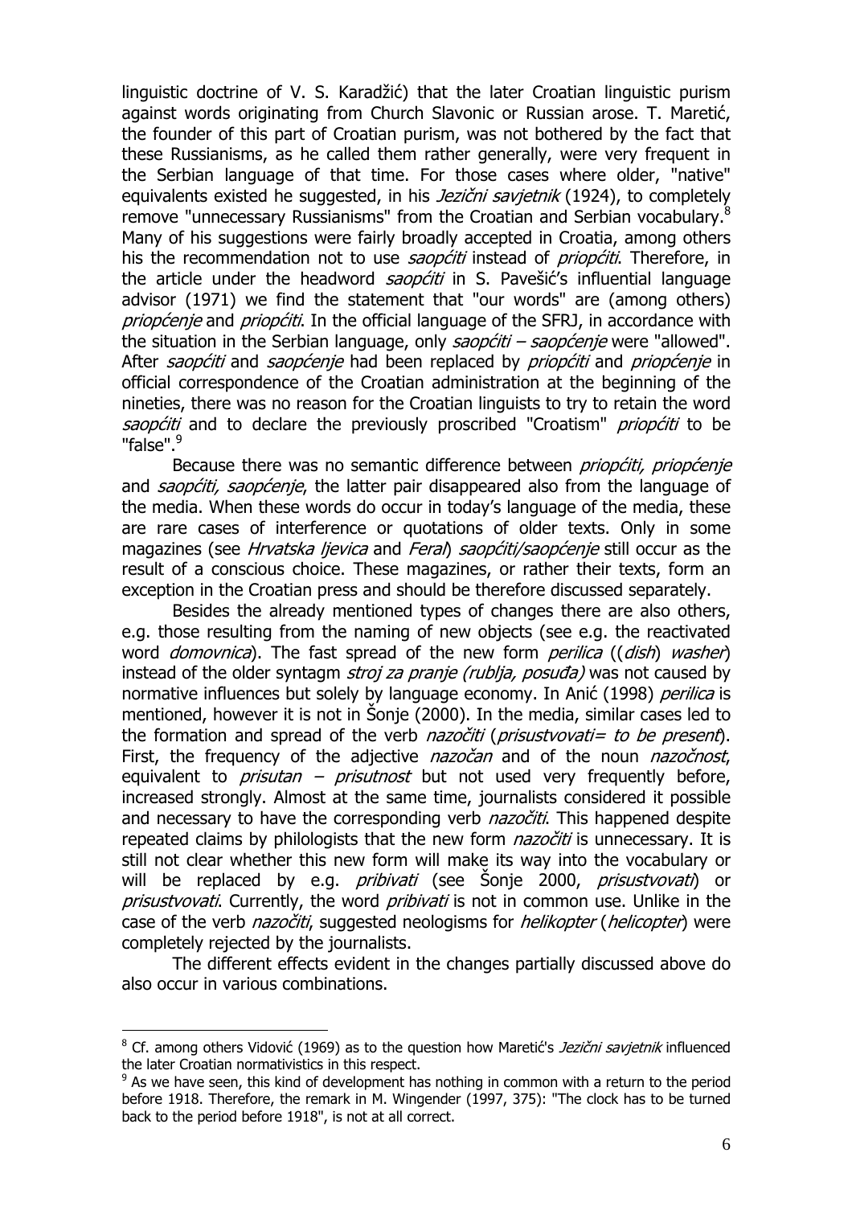linguistic doctrine of V. S. Karadžić) that the later Croatian linguistic purism against words originating from Church Slavonic or Russian arose. T. Maretić, the founder of this part of Croatian purism, was not bothered by the fact that these Russianisms, as he called them rather generally, were very frequent in the Serbian language of that time. For those cases where older, "native" equivalents existed he suggested, in his *Jezični savjetnik* (1924), to completely remove "unnecessary Russianisms" from the Croatian and Serbian vocabulary.[8] Many of his suggestions were fairly broadly accepted in Croatia, among others his the recommendation not to use *saopćiti* instead of *priopćiti*. Therefore, in the article under the headword *saopćiti* in S. Pavešić's influential language advisor (1971) we find the statement that "our words" are (among others) *priopćenje* and *priopćiti*. In the official language of the SFRJ, in accordance with the situation in the Serbian language, only *saopćiti – saopćenje* were "allowed". After *saopćiti* and *saopćenje* had been replaced by *priopćiti* and *priopćenje* in official correspondence of the Croatian administration at the beginning of the nineties, there was no reason for the Croatian linguists to try to retain the word *saopćiti* and to declare the previously proscribed "Croatism" *priopćiti* to be "false".[9]

Because there was no semantic difference between *priopćiti, priopćenje* and *saopćiti, saopćenje*, the latter pair disappeared also from the language of the media. When these words do occur in today's language of the media, these are rare cases of interference or quotations of older texts. Only in some magazines (see *Hrvatska ljevica* and *Feral*) *saopćiti/saopćenje* still occur as the result of a conscious choice. These magazines, or rather their texts, form an exception in the Croatian press and should be therefore discussed separately.

Besides the already mentioned types of changes there are also others, e.g. those resulting from the naming of new objects (see e.g. the reactivated word *domovnica*). The fast spread of the new form *perilica* ((*dish*) *washer*) instead of the older syntagm *stroj za pranje (rublja, posuđa)* was not caused by normative influences but solely by language economy. In Anić (1998) *perilica* is mentioned, however it is not in Šonje (2000). In the media, similar cases led to the formation and spread of the verb *nazočiti* (*prisustvovati= to be present*). First, the frequency of the adjective *nazočan* and of the noun *nazočnost*, equivalent to *prisutan – prisutnost* but not used very frequently before, increased strongly. Almost at the same time, journalists considered it possible and necessary to have the corresponding verb *nazočiti*. This happened despite repeated claims by philologists that the new form *nazočiti* is unnecessary. It is still not clear whether this new form will make its way into the vocabulary or will be replaced by e.g. *pribivati* (see Šonje 2000, *prisustvovati*) or *prisustvovati*. Currently, the word *pribivati* is not in common use. Unlike in the case of the verb *nazočiti*, suggested neologisms for *helikopter* (*helicopter*) were completely rejected by the journalists.

The different effects evident in the changes partially discussed above do also occur in various combinations.

---

[8] Cf. among others Vidović (1969) as to the question how Maretić's *Jezični savjetnik* influenced the later Croatian normativistics in this respect.

[9] As we have seen, this kind of development has nothing in common with a return to the period before 1918. Therefore, the remark in M. Wingender (1997, 375): "The clock has to be turned back to the period before 1918", is not at all correct.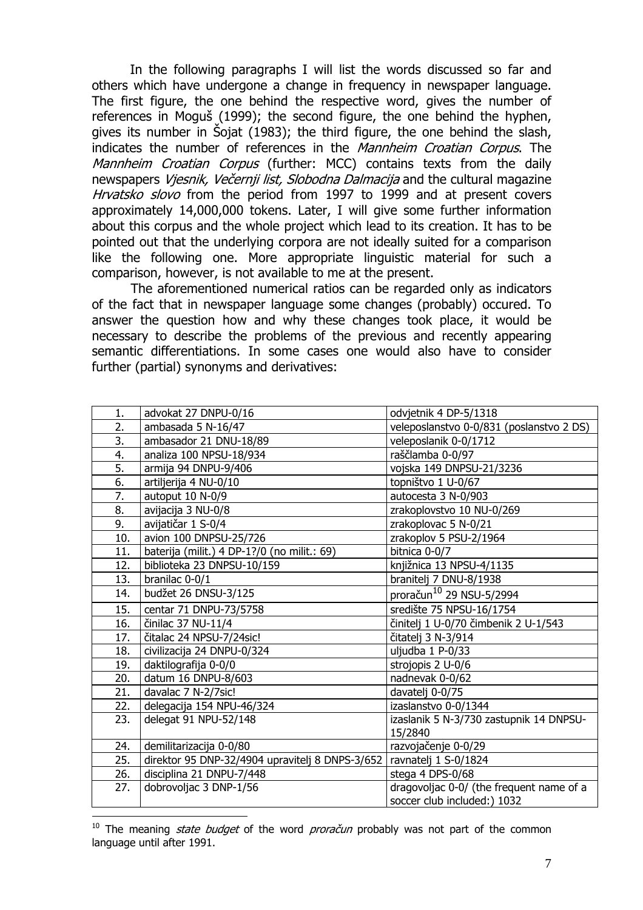In the following paragraphs I will list the words discussed so far and others which have undergone a change in frequency in newspaper language. The first figure, the one behind the respective word, gives the number of references in Moguš (1999); the second figure, the one behind the hyphen, gives its number in Šojat (1983); the third figure, the one behind the slash, indicates the number of references in the *Mannheim Croatian Corpus*. The *Mannheim Croatian Corpus* (further: MCC) contains texts from the daily newspapers *Vjesnik, Večernji list, Slobodna Dalmacija* and the cultural magazine *Hrvatsko slovo* from the period from 1997 to 1999 and at present covers approximately 14,000,000 tokens. Later, I will give some further information about this corpus and the whole project which lead to its creation. It has to be pointed out that the underlying corpora are not ideally suited for a comparison like the following one. More appropriate linguistic material for such a comparison, however, is not available to me at the present.

The aforementioned numerical ratios can be regarded only as indicators of the fact that in newspaper language some changes (probably) occured. To answer the question how and why these changes took place, it would be necessary to describe the problems of the previous and recently appearing semantic differentiations. In some cases one would also have to consider further (partial) synonyms and derivatives:

| | | |
|---|---|---|
| 1. | advokat 27 DNPU-0/16 | odvjetnik 4 DP-5/1318 |
| 2. | ambasada 5 N-16/47 | veleposlanstvo 0-0/831 (poslanstvo 2 DS) |
| 3. | ambasador 21 DNU-18/89 | veleposlanik 0-0/1712 |
| 4. | analiza 100 NPSU-18/934 | raščlamba 0-0/97 |
| 5. | armija 94 DNPU-9/406 | vojska 149 DNPSU-21/3236 |
| 6. | artiljerija 4 NU-0/10 | topništvo 1 U-0/67 |
| 7. | autoput 10 N-0/9 | autocesta 3 N-0/903 |
| 8. | avijacija 3 NU-0/8 | zrakoplovstvo 10 NU-0/269 |
| 9. | avijatičar 1 S-0/4 | zrakoplovac 5 N-0/21 |
| 10. | avion 100 DNPSU-25/726 | zrakoplov 5 PSU-2/1964 |
| 11. | baterija (milit.) 4 DP-1?/0 (no milit.: 69) | bitnica 0-0/7 |
| 12. | biblioteka 23 DNPSU-10/159 | knjižnica 13 NPSU-4/1135 |
| 13. | branilac 0-0/1 | branitelj 7 DNU-8/1938 |
| 14. | budžet 26 DNSU-3/125 | proračun[10] 29 NSU-5/2994 |
| 15. | centar 71 DNPU-73/5758 | središte 75 NPSU-16/1754 |
| 16. | činilac 37 NU-11/4 | činitelj 1 U-0/70 čimbenik 2 U-1/543 |
| 17. | čitalac 24 NPSU-7/24sic! | čitatelj 3 N-3/914 |
| 18. | civilizacija 24 DNPU-0/324 | uljudba 1 P-0/33 |
| 19. | daktilografija 0-0/0 | strojopis 2 U-0/6 |
| 20. | datum 16 DNPU-8/603 | nadnevak 0-0/62 |
| 21. | davalac 7 N-2/7sic! | davatelj 0-0/75 |
| 22. | delegacija 154 NPU-46/324 | izaslanstvo 0-0/1344 |
| 23. | delegat 91 NPU-52/148 | izaslanik 5 N-3/730 zastupnik 14 DNPSU-15/2840 |
| 24. | demilitarizacija 0-0/80 | razvojačenje 0-0/29 |
| 25. | direktor 95 DNP-32/4904 upravitelj 8 DNPS-3/652 | ravnatelj 1 S-0/1824 |
| 26. | disciplina 21 DNPU-7/448 | stega 4 DPS-0/68 |
| 27. | dobrovoljac 3 DNP-1/56 | dragovoljac 0-0/ (the frequent name of a soccer club included:) 1032 |

[10] The meaning *state budget* of the word *proračun* probably was not part of the common language until after 1991.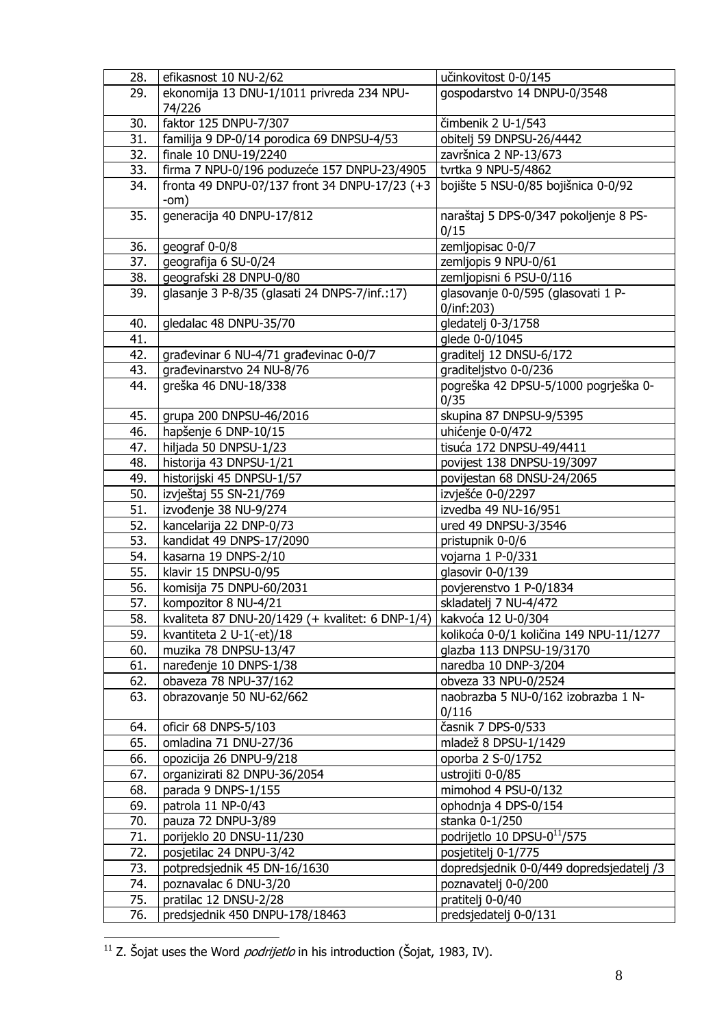| 28. | efikasnost 10 NU-2/62 | učinkovitost 0-0/145 |
|---|---|---|
| 29. | ekonomija 13 DNU-1/1011 privreda 234 NPU-74/226 | gospodarstvo 14 DNPU-0/3548 |
| 30. | faktor 125 DNPU-7/307 | čimbenik 2 U-1/543 |
| 31. | familija 9 DP-0/14 porodica 69 DNPSU-4/53 | obitelj 59 DNPSU-26/4442 |
| 32. | finale 10 DNU-19/2240 | završnica 2 NP-13/673 |
| 33. | firma 7 NPU-0/196 poduzeće 157 DNPU-23/4905 | tvrtka 9 NPU-5/4862 |
| 34. | fronta 49 DNPU-0?/137 front 34 DNPU-17/23 (+3 -om) | bojište 5 NSU-0/85 bojišnica 0-0/92 |
| 35. | generacija 40 DNPU-17/812 | naraštaj 5 DPS-0/347 pokoljenje 8 PS-0/15 |
| 36. | geograf 0-0/8 | zemljopisac 0-0/7 |
| 37. | geografija 6 SU-0/24 | zemljopis 9 NPU-0/61 |
| 38. | geografski 28 DNPU-0/80 | zemljopisni 6 PSU-0/116 |
| 39. | glasanje 3 P-8/35 (glasati 24 DNPS-7/inf.:17) | glasovanje 0-0/595 (glasovati 1 P-0/inf:203) |
| 40. | gledalac 48 DNPU-35/70 | gledatelj 0-3/1758 |
| 41. | | glede 0-0/1045 |
| 42. | građevinar 6 NU-4/71 građevinac 0-0/7 | graditelj 12 DNSU-6/172 |
| 43. | građevinarstvo 24 NU-8/76 | graditeljstvo 0-0/236 |
| 44. | greška 46 DNU-18/338 | pogreška 42 DPSU-5/1000 pogrješka 0-0/35 |
| 45. | grupa 200 DNPSU-46/2016 | skupina 87 DNPSU-9/5395 |
| 46. | hapšenje 6 DNP-10/15 | uhićenje 0-0/472 |
| 47. | hiljada 50 DNPSU-1/23 | tisuća 172 DNPSU-49/4411 |
| 48. | historija 43 DNPSU-1/21 | povijest 138 DNPSU-19/3097 |
| 49. | historijski 45 DNPSU-1/57 | povijestan 68 DNSU-24/2065 |
| 50. | izvještaj 55 SN-21/769 | izvješće 0-0/2297 |
| 51. | izvođenje 38 NU-9/274 | izvedba 49 NU-16/951 |
| 52. | kancelarija 22 DNP-0/73 | ured 49 DNPSU-3/3546 |
| 53. | kandidat 49 DNPS-17/2090 | pristupnik 0-0/6 |
| 54. | kasarna 19 DNPS-2/10 | vojarna 1 P-0/331 |
| 55. | klavir 15 DNPSU-0/95 | glasovir 0-0/139 |
| 56. | komisija 75 DNPU-60/2031 | povjerenstvo 1 P-0/1834 |
| 57. | kompozitor 8 NU-4/21 | skladatelj 7 NU-4/472 |
| 58. | kvaliteta 87 DNU-20/1429 (+ kvalitet: 6 DNP-1/4) | kakvoća 12 U-0/304 |
| 59. | kvantiteta 2 U-1(-et)/18 | kolikoća 0-0/1 količina 149 NPU-11/1277 |
| 60. | muzika 78 DNPSU-13/47 | glazba 113 DNPSU-19/3170 |
| 61. | naređenje 10 DNPS-1/38 | naredba 10 DNP-3/204 |
| 62. | obaveza 78 NPU-37/162 | obveza 33 NPU-0/2524 |
| 63. | obrazovanje 50 NU-62/662 | naobrazba 5 NU-0/162 izobrazba 1 N-0/116 |
| 64. | oficir 68 DNPS-5/103 | časnik 7 DPS-0/533 |
| 65. | omladina 71 DNU-27/36 | mladež 8 DPSU-1/1429 |
| 66. | opozicija 26 DNPU-9/218 | oporba 2 S-0/1752 |
| 67. | organizirati 82 DNPU-36/2054 | ustrojiti 0-0/85 |
| 68. | parada 9 DNPS-1/155 | mimohod 4 PSU-0/132 |
| 69. | patrola 11 NP-0/43 | ophodnja 4 DPS-0/154 |
| 70. | pauza 72 DNPU-3/89 | stanka 0-1/250 |
| 71. | porijeklo 20 DNSU-11/230 | podrijetlo 10 DPSU-0[11]/575 |
| 72. | posjetilac 24 DNPU-3/42 | posjetitelj 0-1/775 |
| 73. | potpredsjednik 45 DN-16/1630 | dopredsjednik 0-0/449 dopredsjedatelj /3 |
| 74. | poznavalac 6 DNU-3/20 | poznavatelj 0-0/200 |
| 75. | pratilac 12 DNSU-2/28 | pratitelj 0-0/40 |
| 76. | predsjednik 450 DNPU-178/18463 | predsjedatelj 0-0/131 |

[11] Z. Šojat uses the Word *podrijetlo* in his introduction (Šojat, 1983, IV).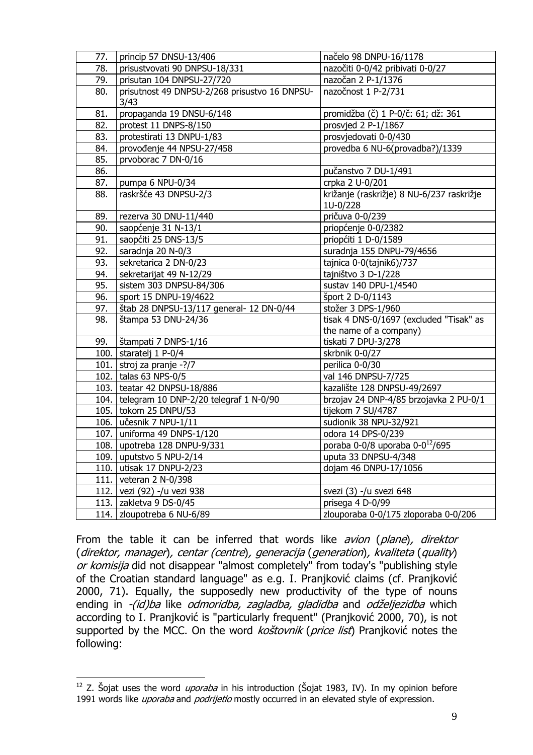| | | |
|---|---|---|
| 77. | princip 57 DNSU-13/406 | načelo 98 DNPU-16/1178 |
| 78. | prisustvovati 90 DNPSU-18/331 | nazočiti 0-0/42 pribivati 0-0/27 |
| 79. | prisutan 104 DNPSU-27/720 | nazočan 2 P-1/1376 |
| 80. | prisutnost 49 DNPSU-2/268 prisustvo 16 DNPSU-3/43 | nazočnost 1 P-2/731 |
| 81. | propaganda 19 DNSU-6/148 | promidžba (č) 1 P-0/č: 61; dž: 361 |
| 82. | protest 11 DNPS-8/150 | prosvjed 2 P-1/1867 |
| 83. | protestirati 13 DNPU-1/83 | prosvjedovati 0-0/430 |
| 84. | provođenje 44 NPSU-27/458 | provedba 6 NU-6(provadba?)/1339 |
| 85. | prvoborac 7 DN-0/16 | |
| 86. | | pučanstvo 7 DU-1/491 |
| 87. | pumpa 6 NPU-0/34 | crpka 2 U-0/201 |
| 88. | raskršće 43 DNPSU-2/3 | križanje (raskrižje) 8 NU-6/237 raskrižje 1U-0/228 |
| 89. | rezerva 30 DNU-11/440 | pričuva 0-0/239 |
| 90. | saopćenje 31 N-13/1 | priopćenje 0-0/2382 |
| 91. | saopćiti 25 DNS-13/5 | priopćiti 1 D-0/1589 |
| 92. | saradnja 20 N-0/3 | suradnja 155 DNPU-79/4656 |
| 93. | sekretarica 2 DN-0/23 | tajnica 0-0(tajnik6)/737 |
| 94. | sekretarijat 49 N-12/29 | tajništvo 3 D-1/228 |
| 95. | sistem 303 DNPSU-84/306 | sustav 140 DPU-1/4540 |
| 96. | sport 15 DNPU-19/4622 | šport 2 D-0/1143 |
| 97. | štab 28 DNPSU-13/117 general- 12 DN-0/44 | stožer 3 DPS-1/960 |
| 98. | štampa 53 DNU-24/36 | tisak 4 DNS-0/1697 (excluded "Tisak" as the name of a company) |
| 99. | štampati 7 DNPS-1/16 | tiskati 7 DPU-3/278 |
| 100. | staratelj 1 P-0/4 | skrbnik 0-0/27 |
| 101. | stroj za pranje -?/7 | perilica 0-0/30 |
| 102. | talas 63 NPS-0/5 | val 146 DNPSU-7/725 |
| 103. | teatar 42 DNPSU-18/886 | kazalište 128 DNPSU-49/2697 |
| 104. | telegram 10 DNP-2/20 telegraf 1 N-0/90 | brzojav 24 DNP-4/85 brzojavka 2 PU-0/1 |
| 105. | tokom 25 DNPU/53 | tijekom 7 SU/4787 |
| 106. | učesnik 7 NPU-1/11 | sudionik 38 NPU-32/921 |
| 107. | uniforma 49 DNPS-1/120 | odora 14 DPS-0/239 |
| 108. | upotreba 128 DNPU-9/331 | poraba 0-0/8 uporaba 0-0[12]/695 |
| 109. | uputstvo 5 NPU-2/14 | uputa 33 DNPSU-4/348 |
| 110. | utisak 17 DNPU-2/23 | dojam 46 DNPU-17/1056 |
| 111. | veteran 2 N-0/398 | |
| 112. | vezi (92) -/u vezi 938 | svezi (3) -/u svezi 648 |
| 113. | zakletva 9 DS-0/45 | prisega 4 D-0/99 |
| 114. | zloupotreba 6 NU-6/89 | zlouporaba 0-0/175 zloporaba 0-0/206 |

From the table it can be inferred that words like *avion* (*plane*), *direktor* (*direktor, manager*), *centar (centre*), *generacija* (*generation*), *kvaliteta* (*quality*) *or komisija* did not disappear "almost completely" from today's "publishing style of the Croatian standard language" as e.g. I. Pranjković claims (cf. Pranjković 2000, 71). Equally, the supposedly new productivity of the type of nouns ending in *-(id)ba* like *odmoridba, zagladba, gladidba* and *odželjezidba* which according to I. Pranjković is "particularly frequent" (Pranjković 2000, 70), is not supported by the MCC. On the word *koštovnik* (*price list*) Pranjković notes the following:

[12] Z. Šojat uses the word *uporaba* in his introduction (Šojat 1983, IV). In my opinion before 1991 words like *uporaba* and *podrijetlo* mostly occurred in an elevated style of expression.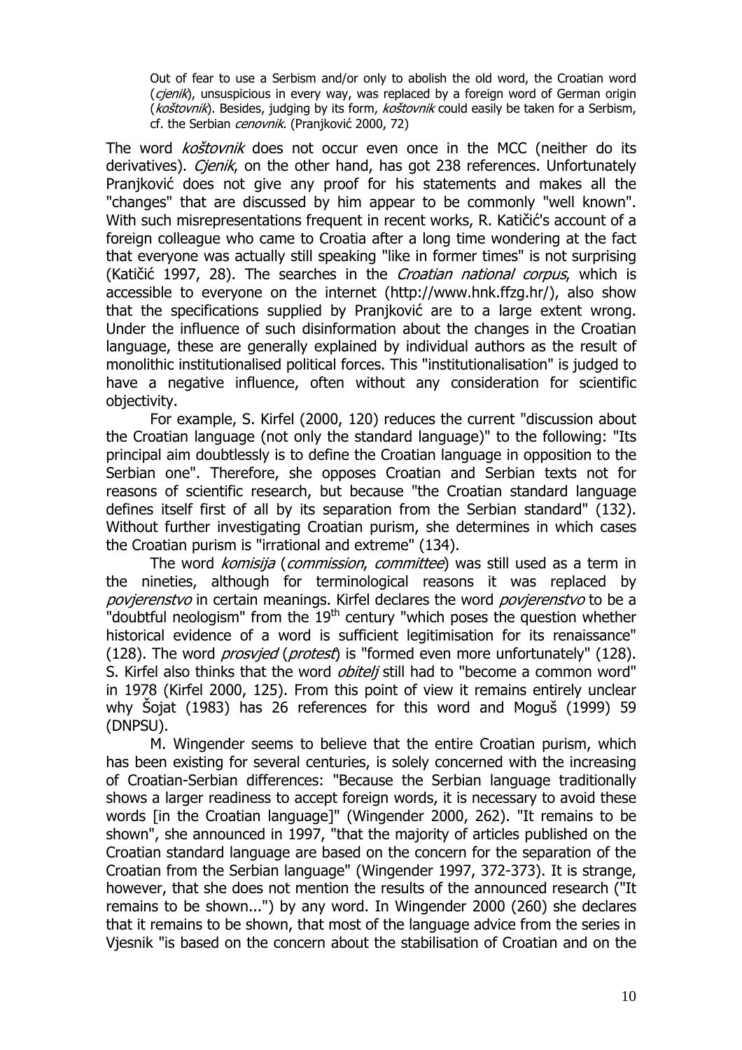> Out of fear to use a Serbism and/or only to abolish the old word, the Croatian word (*cjenik*), unsuspicious in every way, was replaced by a foreign word of German origin (*koštovnik*). Besides, judging by its form, *koštovnik* could easily be taken for a Serbism, cf. the Serbian *cenovnik*. (Pranjković 2000, 72)

The word *koštovnik* does not occur even once in the MCC (neither do its derivatives). *Cjenik*, on the other hand, has got 238 references. Unfortunately Pranjković does not give any proof for his statements and makes all the "changes" that are discussed by him appear to be commonly "well known". With such misrepresentations frequent in recent works, R. Katičić's account of a foreign colleague who came to Croatia after a long time wondering at the fact that everyone was actually still speaking "like in former times" is not surprising (Katičić 1997, 28). The searches in the *Croatian national corpus*, which is accessible to everyone on the internet (http://www.hnk.ffzg.hr/), also show that the specifications supplied by Pranjković are to a large extent wrong. Under the influence of such disinformation about the changes in the Croatian language, these are generally explained by individual authors as the result of monolithic institutionalised political forces. This "institutionalisation" is judged to have a negative influence, often without any consideration for scientific objectivity.

For example, S. Kirfel (2000, 120) reduces the current "discussion about the Croatian language (not only the standard language)" to the following: "Its principal aim doubtlessly is to define the Croatian language in opposition to the Serbian one". Therefore, she opposes Croatian and Serbian texts not for reasons of scientific research, but because "the Croatian standard language defines itself first of all by its separation from the Serbian standard" (132). Without further investigating Croatian purism, she determines in which cases the Croatian purism is "irrational and extreme" (134).

The word *komisija* (*commission*, *committee*) was still used as a term in the nineties, although for terminological reasons it was replaced by *povjerenstvo* in certain meanings. Kirfel declares the word *povjerenstvo* to be a "doubtful neologism" from the 19th century "which poses the question whether historical evidence of a word is sufficient legitimisation for its renaissance" (128). The word *prosvjed* (*protest*) is "formed even more unfortunately" (128). S. Kirfel also thinks that the word *obitelj* still had to "become a common word" in 1978 (Kirfel 2000, 125). From this point of view it remains entirely unclear why Šojat (1983) has 26 references for this word and Moguš (1999) 59 (DNPSU).

M. Wingender seems to believe that the entire Croatian purism, which has been existing for several centuries, is solely concerned with the increasing of Croatian-Serbian differences: "Because the Serbian language traditionally shows a larger readiness to accept foreign words, it is necessary to avoid these words [in the Croatian language]" (Wingender 2000, 262). "It remains to be shown", she announced in 1997, "that the majority of articles published on the Croatian standard language are based on the concern for the separation of the Croatian from the Serbian language" (Wingender 1997, 372-373). It is strange, however, that she does not mention the results of the announced research ("It remains to be shown...") by any word. In Wingender 2000 (260) she declares that it remains to be shown, that most of the language advice from the series in Vjesnik "is based on the concern about the stabilisation of Croatian and on the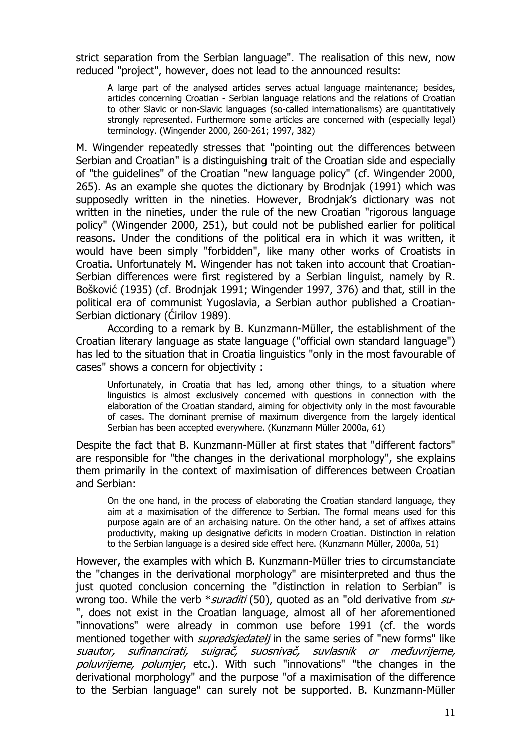strict separation from the Serbian language". The realisation of this new, now reduced "project", however, does not lead to the announced results:

> A large part of the analysed articles serves actual language maintenance; besides, articles concerning Croatian - Serbian language relations and the relations of Croatian to other Slavic or non-Slavic languages (so-called internationalisms) are quantitatively strongly represented. Furthermore some articles are concerned with (especially legal) terminology. (Wingender 2000, 260-261; 1997, 382)

M. Wingender repeatedly stresses that "pointing out the differences between Serbian and Croatian" is a distinguishing trait of the Croatian side and especially of "the guidelines" of the Croatian "new language policy" (cf. Wingender 2000, 265). As an example she quotes the dictionary by Brodnjak (1991) which was supposedly written in the nineties. However, Brodnjak's dictionary was not written in the nineties, under the rule of the new Croatian "rigorous language policy" (Wingender 2000, 251), but could not be published earlier for political reasons. Under the conditions of the political era in which it was written, it would have been simply "forbidden", like many other works of Croatists in Croatia. Unfortunately M. Wingender has not taken into account that Croatian-Serbian differences were first registered by a Serbian linguist, namely by R. Bošković (1935) (cf. Brodnjak 1991; Wingender 1997, 376) and that, still in the political era of communist Yugoslavia, a Serbian author published a Croatian-Serbian dictionary (Ćirilov 1989).

According to a remark by B. Kunzmann-Müller, the establishment of the Croatian literary language as state language ("official own standard language") has led to the situation that in Croatia linguistics "only in the most favourable of cases" shows a concern for objectivity :

> Unfortunately, in Croatia that has led, among other things, to a situation where linguistics is almost exclusively concerned with questions in connection with the elaboration of the Croatian standard, aiming for objectivity only in the most favourable of cases. The dominant premise of maximum divergence from the largely identical Serbian has been accepted everywhere. (Kunzmann Müller 2000a, 61)

Despite the fact that B. Kunzmann-Müller at first states that "different factors" are responsible for "the changes in the derivational morphology", she explains them primarily in the context of maximisation of differences between Croatian and Serbian:

> On the one hand, in the process of elaborating the Croatian standard language, they aim at a maximisation of the difference to Serbian. The formal means used for this purpose again are of an archaising nature. On the other hand, a set of affixes attains productivity, making up designative deficits in modern Croatian. Distinction in relation to the Serbian language is a desired side effect here. (Kunzmann Müller, 2000a, 51)

However, the examples with which B. Kunzmann-Müller tries to circumstanciate the "changes in the derivational morphology" are misinterpreted and thus the just quoted conclusion concerning the "distinction in relation to Serbian" is wrong too. While the verb **suraditi* (50), quoted as an "old derivative from *su-*", does not exist in the Croatian language, almost all of her aforementioned "innovations" were already in common use before 1991 (cf. the words mentioned together with *supredsjedatelj* in the same series of "new forms" like *suautor, sufinancirati, suigrač, suosnivač, suvlasnik or međuvrijeme, poluvrijeme, polumjer*, etc.). With such "innovations" "the changes in the derivational morphology" and the purpose "of a maximisation of the difference to the Serbian language" can surely not be supported. B. Kunzmann-Müller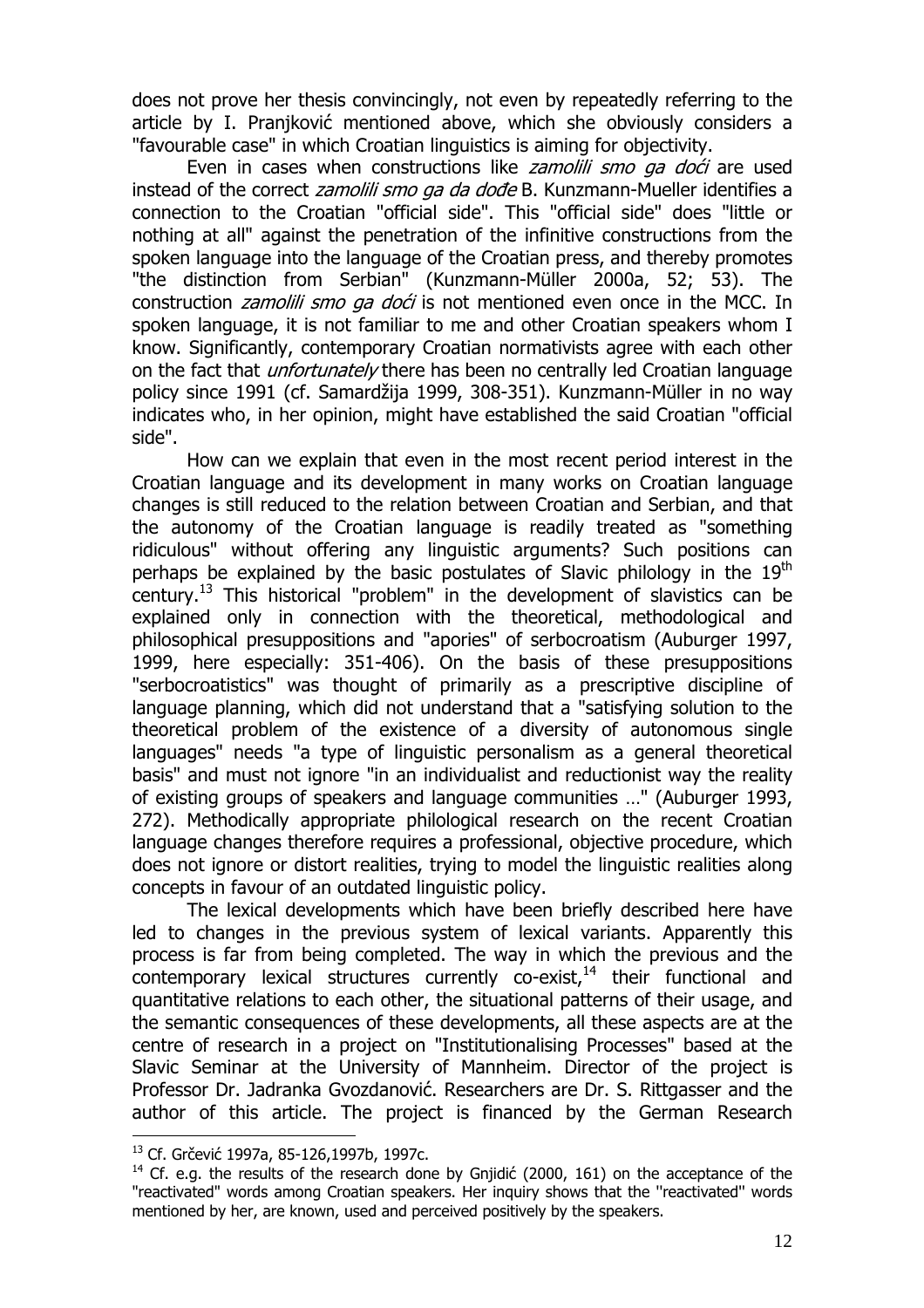does not prove her thesis convincingly, not even by repeatedly referring to the article by I. Pranjković mentioned above, which she obviously considers a "favourable case" in which Croatian linguistics is aiming for objectivity.

Even in cases when constructions like *zamolili smo ga doći* are used instead of the correct *zamolili smo ga da dođe* B. Kunzmann-Mueller identifies a connection to the Croatian "official side". This "official side" does "little or nothing at all" against the penetration of the infinitive constructions from the spoken language into the language of the Croatian press, and thereby promotes "the distinction from Serbian" (Kunzmann-Müller 2000a, 52; 53). The construction *zamolili smo ga doći* is not mentioned even once in the MCC. In spoken language, it is not familiar to me and other Croatian speakers whom I know. Significantly, contemporary Croatian normativists agree with each other on the fact that *unfortunately* there has been no centrally led Croatian language policy since 1991 (cf. Samardžija 1999, 308-351). Kunzmann-Müller in no way indicates who, in her opinion, might have established the said Croatian "official side".

How can we explain that even in the most recent period interest in the Croatian language and its development in many works on Croatian language changes is still reduced to the relation between Croatian and Serbian, and that the autonomy of the Croatian language is readily treated as "something ridiculous" without offering any linguistic arguments? Such positions can perhaps be explained by the basic postulates of Slavic philology in the 19th century.[13] This historical "problem" in the development of slavistics can be explained only in connection with the theoretical, methodological and philosophical presuppositions and "apories" of serbocroatism (Auburger 1997, 1999, here especially: 351-406). On the basis of these presuppositions "serbocroatistics" was thought of primarily as a prescriptive discipline of language planning, which did not understand that a "satisfying solution to the theoretical problem of the existence of a diversity of autonomous single languages" needs "a type of linguistic personalism as a general theoretical basis" and must not ignore "in an individualist and reductionist way the reality of existing groups of speakers and language communities …" (Auburger 1993, 272). Methodically appropriate philological research on the recent Croatian language changes therefore requires a professional, objective procedure, which does not ignore or distort realities, trying to model the linguistic realities along concepts in favour of an outdated linguistic policy.

The lexical developments which have been briefly described here have led to changes in the previous system of lexical variants. Apparently this process is far from being completed. The way in which the previous and the contemporary lexical structures currently co-exist,[14] their functional and quantitative relations to each other, the situational patterns of their usage, and the semantic consequences of these developments, all these aspects are at the centre of research in a project on "Institutionalising Processes" based at the Slavic Seminar at the University of Mannheim. Director of the project is Professor Dr. Jadranka Gvozdanović. Researchers are Dr. S. Rittgasser and the author of this article. The project is financed by the German Research

---

[13] Cf. Grčević 1997a, 85-126,1997b, 1997c.

[14] Cf. e.g. the results of the research done by Gnjidić (2000, 161) on the acceptance of the "reactivated" words among Croatian speakers. Her inquiry shows that the "reactivated" words mentioned by her, are known, used and perceived positively by the speakers.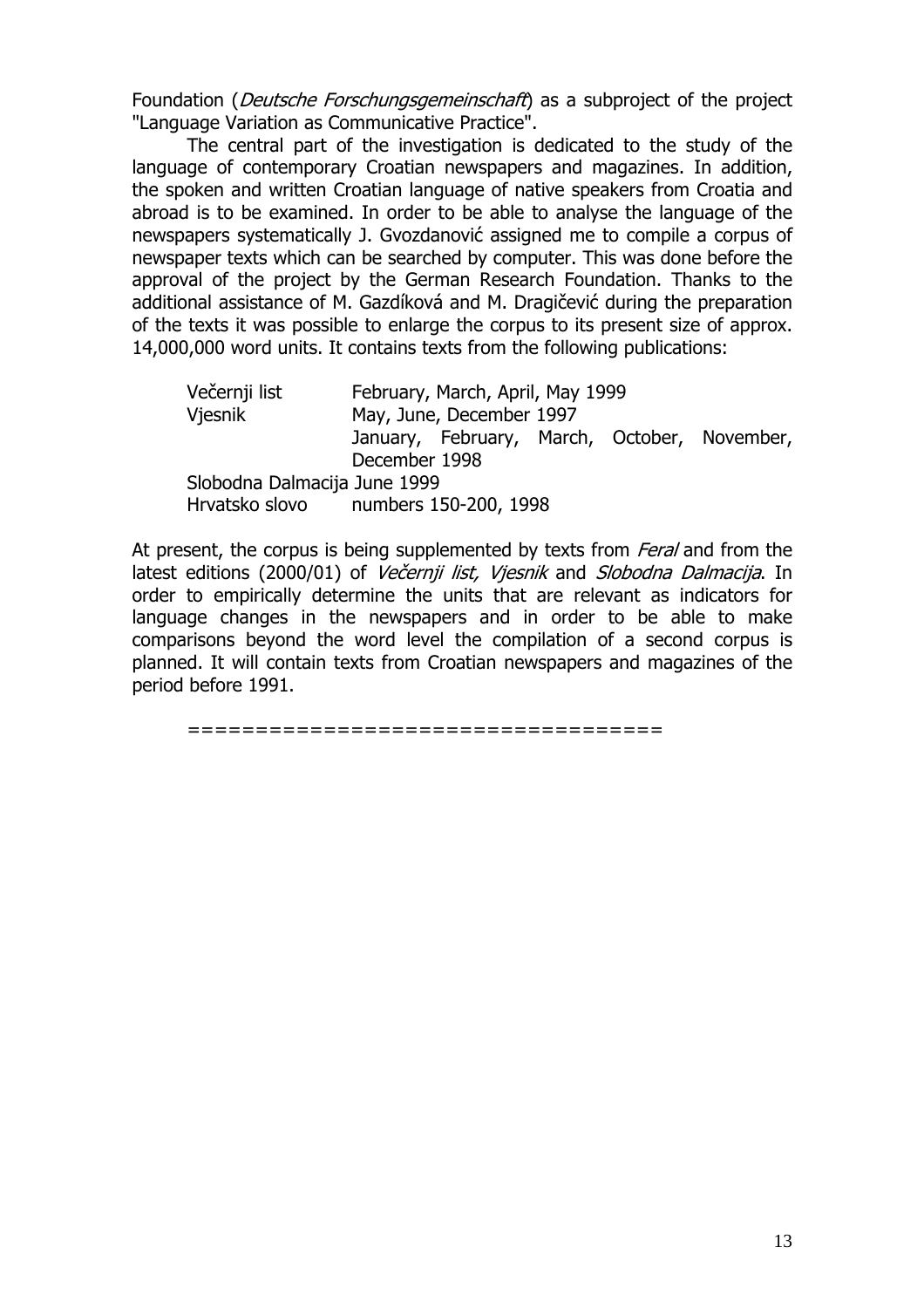Foundation (*Deutsche Forschungsgemeinschaft*) as a subproject of the project "Language Variation as Communicative Practice".

The central part of the investigation is dedicated to the study of the language of contemporary Croatian newspapers and magazines. In addition, the spoken and written Croatian language of native speakers from Croatia and abroad is to be examined. In order to be able to analyse the language of the newspapers systematically J. Gvozdanović assigned me to compile a corpus of newspaper texts which can be searched by computer. This was done before the approval of the project by the German Research Foundation. Thanks to the additional assistance of M. Gazdíková and M. Dragičević during the preparation of the texts it was possible to enlarge the corpus to its present size of approx. 14,000,000 word units. It contains texts from the following publications:

| | |
|---|---|
| Večernji list | February, March, April, May 1999 |
| Vjesnik | May, June, December 1997 |
| | January, February, March, October, November, December 1998 |
| Slobodna Dalmacija | June 1999 |
| Hrvatsko slovo | numbers 150-200, 1998 |

At present, the corpus is being supplemented by texts from *Feral* and from the latest editions (2000/01) of *Večernji list, Vjesnik* and *Slobodna Dalmacija*. In order to empirically determine the units that are relevant as indicators for language changes in the newspapers and in order to be able to make comparisons beyond the word level the compilation of a second corpus is planned. It will contain texts from Croatian newspapers and magazines of the period before 1991.

==================================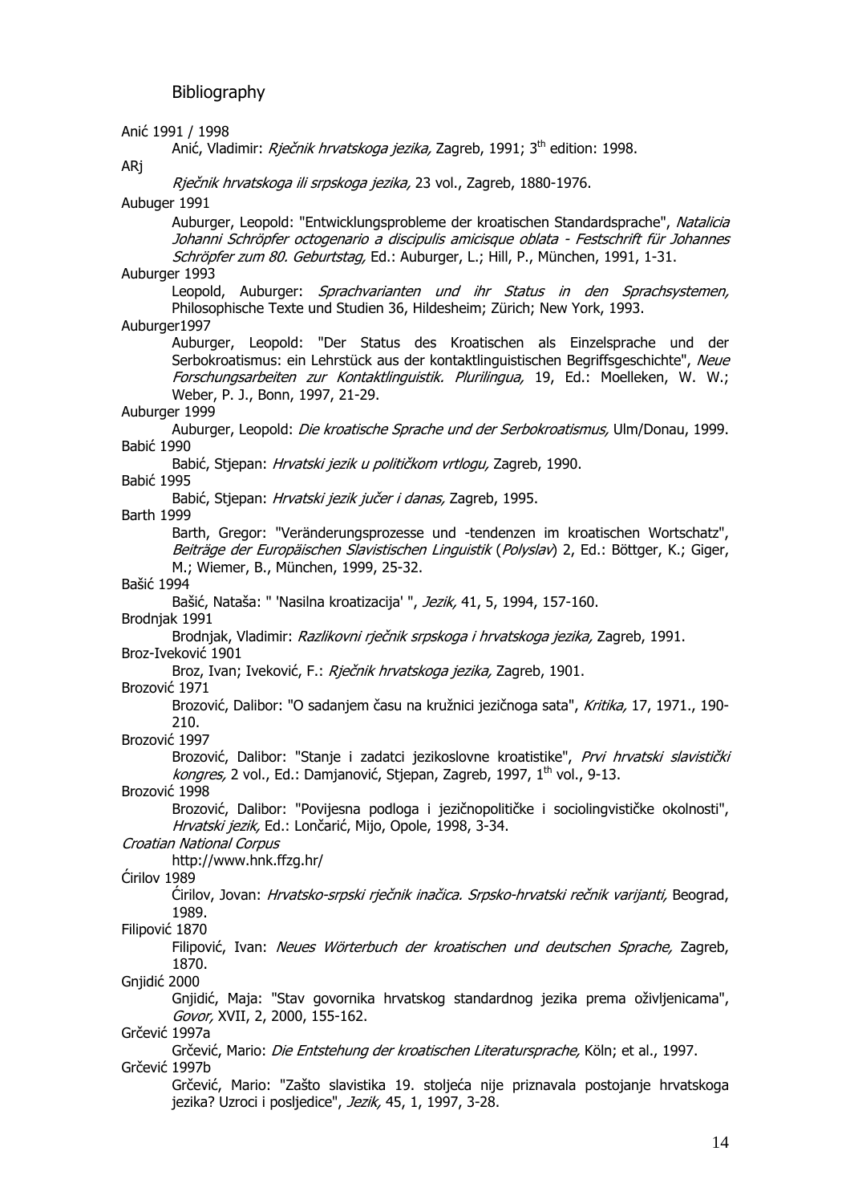## Bibliography

Anić 1991 / 1998

Anić, Vladimir: *Rječnik hrvatskoga jezika,* Zagreb, 1991; 3th edition: 1998.

ARj

*Rječnik hrvatskoga ili srpskoga jezika,* 23 vol., Zagreb, 1880-1976.

Aubuger 1991

Auburger, Leopold: "Entwicklungsprobleme der kroatischen Standardsprache", *Natalicia Johanni Schröpfer octogenario a discipulis amicisque oblata - Festschrift für Johannes Schröpfer zum 80. Geburtstag,* Ed.: Auburger, L.; Hill, P., München, 1991, 1-31.

Auburger 1993

Leopold, Auburger: *Sprachvarianten und ihr Status in den Sprachsystemen,* Philosophische Texte und Studien 36, Hildesheim; Zürich; New York, 1993.

Auburger1997

Auburger, Leopold: "Der Status des Kroatischen als Einzelsprache und der Serbokroatismus: ein Lehrstück aus der kontaktlinguistischen Begriffsgeschichte", *Neue Forschungsarbeiten zur Kontaktlinguistik. Plurilingua,* 19, Ed.: Moelleken, W. W.; Weber, P. J., Bonn, 1997, 21-29.

Auburger 1999

Auburger, Leopold: *Die kroatische Sprache und der Serbokroatismus,* Ulm/Donau, 1999.

Babić 1990

Babić, Stjepan: *Hrvatski jezik u političkom vrtlogu,* Zagreb, 1990.

Babić 1995

Babić, Stjepan: *Hrvatski jezik jučer i danas,* Zagreb, 1995.

Barth 1999

Barth, Gregor: "Veränderungsprozesse und -tendenzen im kroatischen Wortschatz", *Beiträge der Europäischen Slavistischen Linguistik* (*Polyslav*) 2, Ed.: Böttger, K.; Giger, M.; Wiemer, B., München, 1999, 25-32.

Bašić 1994

Bašić, Nataša: " 'Nasilna kroatizacija' ", *Jezik,* 41, 5, 1994, 157-160.

Brodnjak 1991

Brodnjak, Vladimir: *Razlikovni rječnik srpskoga i hrvatskoga jezika,* Zagreb, 1991.

Broz-Iveković 1901

Broz, Ivan; Iveković, F.: *Rječnik hrvatskoga jezika,* Zagreb, 1901.

Brozović 1971

Brozović, Dalibor: "O sadanjem času na kružnici jezičnoga sata", *Kritika,* 17, 1971., 190-210.

Brozović 1997

Brozović, Dalibor: "Stanje i zadatci jezikoslovne kroatistike", *Prvi hrvatski slavistički kongres,* 2 vol., Ed.: Damjanović, Stjepan, Zagreb, 1997, 1th vol., 9-13.

Brozović 1998

Brozović, Dalibor: "Povijesna podloga i jezičnopolitičke i sociolingvističke okolnosti", *Hrvatski jezik,* Ed.: Lončarić, Mijo, Opole, 1998, 3-34.

*Croatian National Corpus*

http://www.hnk.ffzg.hr/

Ćirilov 1989

Ćirilov, Jovan: *Hrvatsko-srpski rječnik inačica. Srpsko-hrvatski rečnik varijanti,* Beograd, 1989.

Filipović 1870

Filipović, Ivan: *Neues Wörterbuch der kroatischen und deutschen Sprache,* Zagreb, 1870.

Gnjidić 2000

Gnjidić, Maja: "Stav govornika hrvatskog standardnog jezika prema oživljenicama", *Govor,* XVII, 2, 2000, 155-162.

Grčević 1997a

Grčević, Mario: *Die Entstehung der kroatischen Literatursprache,* Köln; et al., 1997.

Grčević 1997b

Grčević, Mario: "Zašto slavistika 19. stoljeća nije priznavala postojanje hrvatskoga jezika? Uzroci i posljedice", *Jezik,* 45, 1, 1997, 3-28.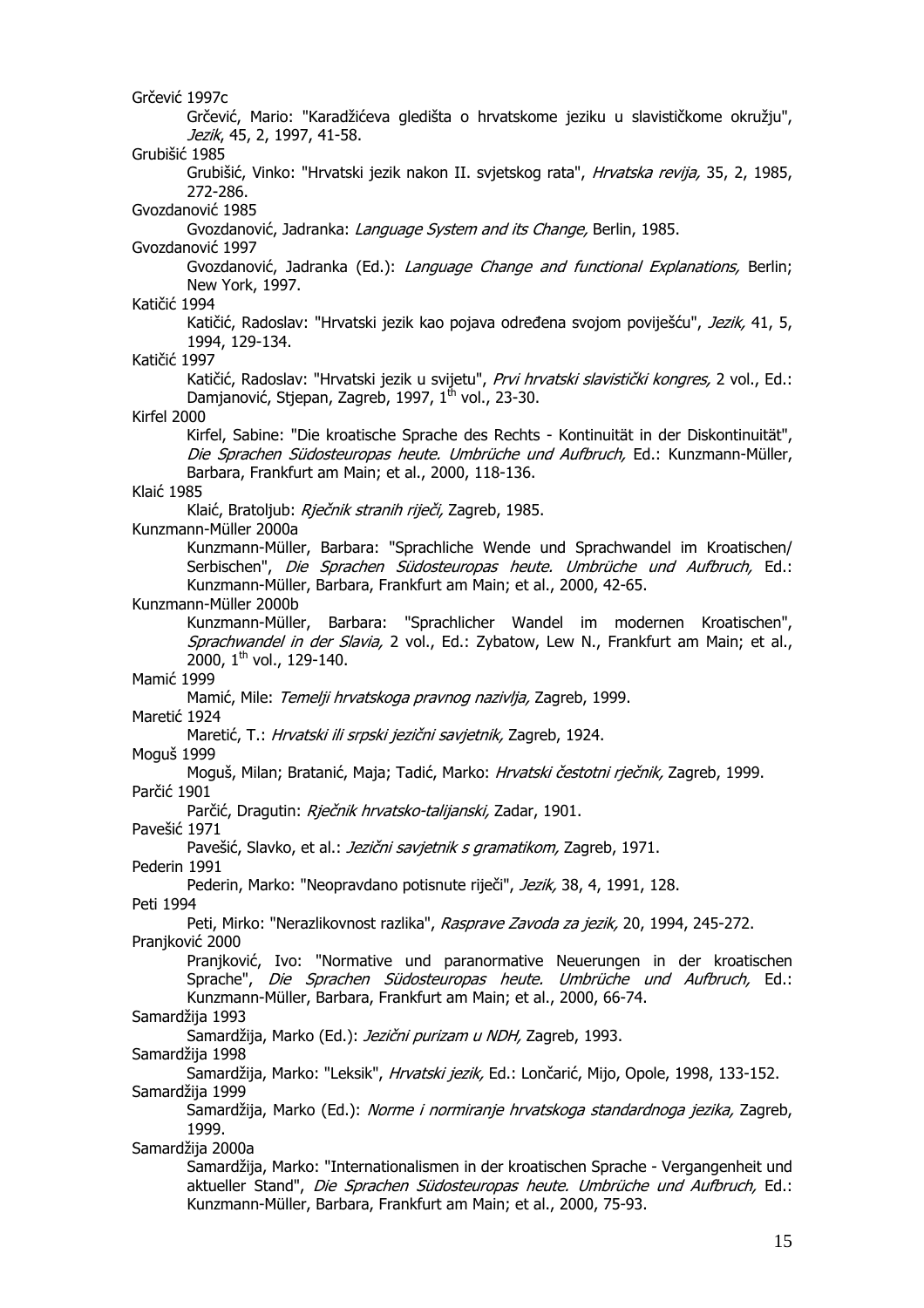Grčević 1997c

Grčević, Mario: "Karadžićeva gledišta o hrvatskome jeziku u slavističkome okružju", *Jezik*, 45, 2, 1997, 41-58.

Grubišić 1985

Grubišić, Vinko: "Hrvatski jezik nakon II. svjetskog rata", *Hrvatska revija,* 35, 2, 1985, 272-286.

Gvozdanović 1985

Gvozdanović, Jadranka: *Language System and its Change,* Berlin, 1985.

Gvozdanović 1997

Gvozdanović, Jadranka (Ed.): *Language Change and functional Explanations,* Berlin; New York, 1997.

Katičić 1994

Katičić, Radoslav: "Hrvatski jezik kao pojava određena svojom poviješću", *Jezik,* 41, 5, 1994, 129-134.

Katičić 1997

Katičić, Radoslav: "Hrvatski jezik u svijetu", *Prvi hrvatski slavistički kongres,* 2 vol., Ed.: Damjanović, Stjepan, Zagreb, 1997, 1th vol., 23-30.

Kirfel 2000

Kirfel, Sabine: "Die kroatische Sprache des Rechts - Kontinuität in der Diskontinuität", *Die Sprachen Südosteuropas heute. Umbrüche und Aufbruch,* Ed.: Kunzmann-Müller, Barbara, Frankfurt am Main; et al., 2000, 118-136.

Klaić 1985

Klaić, Bratoljub: *Rječnik stranih riječi,* Zagreb, 1985.

Kunzmann-Müller 2000a

Kunzmann-Müller, Barbara: "Sprachliche Wende und Sprachwandel im Kroatischen/ Serbischen", *Die Sprachen Südosteuropas heute. Umbrüche und Aufbruch,* Ed.: Kunzmann-Müller, Barbara, Frankfurt am Main; et al., 2000, 42-65.

Kunzmann-Müller 2000b

Kunzmann-Müller, Barbara: "Sprachlicher Wandel im modernen Kroatischen", *Sprachwandel in der Slavia,* 2 vol., Ed.: Zybatow, Lew N., Frankfurt am Main; et al., 2000, 1th vol., 129-140.

Mamić 1999

Mamić, Mile: *Temelji hrvatskoga pravnog nazivlja,* Zagreb, 1999.

Maretić 1924

Maretić, T.: *Hrvatski ili srpski jezični savjetnik,* Zagreb, 1924.

Moguš 1999

Moguš, Milan; Bratanić, Maja; Tadić, Marko: *Hrvatski čestotni rječnik,* Zagreb, 1999.

Parčić 1901

Parčić, Dragutin: *Rječnik hrvatsko-talijanski,* Zadar, 1901.

Pavešić 1971

Pavešić, Slavko, et al.: *Jezični savjetnik s gramatikom,* Zagreb, 1971.

Pederin 1991

Pederin, Marko: "Neopravdano potisnute riječi", *Jezik,* 38, 4, 1991, 128.

Peti 1994

Peti, Mirko: "Nerazlikovnost razlika", *Rasprave Zavoda za jezik,* 20, 1994, 245-272.

Pranjković 2000

Pranjković, Ivo: "Normative und paranormative Neuerungen in der kroatischen Sprache", *Die Sprachen Südosteuropas heute. Umbrüche und Aufbruch,* Ed.: Kunzmann-Müller, Barbara, Frankfurt am Main; et al., 2000, 66-74.

Samardžija 1993

Samardžija, Marko (Ed.): *Jezični purizam u NDH,* Zagreb, 1993.

Samardžija 1998

Samardžija, Marko: "Leksik", *Hrvatski jezik,* Ed.: Lončarić, Mijo, Opole, 1998, 133-152.

Samardžija 1999

Samardžija, Marko (Ed.): *Norme i normiranje hrvatskoga standardnoga jezika,* Zagreb, 1999.

Samardžija 2000a

Samardžija, Marko: "Internationalismen in der kroatischen Sprache - Vergangenheit und aktueller Stand", *Die Sprachen Südosteuropas heute. Umbrüche und Aufbruch,* Ed.: Kunzmann-Müller, Barbara, Frankfurt am Main; et al., 2000, 75-93.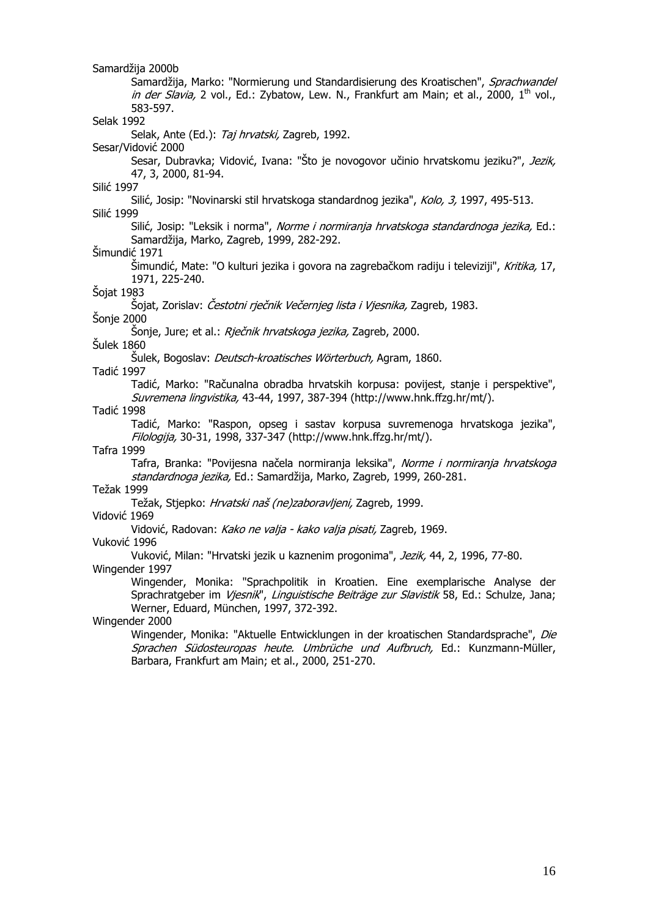Samardžija 2000b

Samardžija, Marko: "Normierung und Standardisierung des Kroatischen", *Sprachwandel in der Slavia,* 2 vol., Ed.: Zybatow, Lew. N., Frankfurt am Main; et al., 2000, 1th vol., 583-597.

Selak 1992

Selak, Ante (Ed.): *Taj hrvatski,* Zagreb, 1992.

Sesar/Vidović 2000

Sesar, Dubravka; Vidović, Ivana: "Što je novogovor učinio hrvatskomu jeziku?", *Jezik,* 47, 3, 2000, 81-94.

Silić 1997

Silić, Josip: "Novinarski stil hrvatskoga standardnog jezika", *Kolo, 3,* 1997, 495-513.

Silić 1999

Silić, Josip: "Leksik i norma", *Norme i normiranja hrvatskoga standardnoga jezika,* Ed.: Samardžija, Marko, Zagreb, 1999, 282-292.

Šimundić 1971

Šimundić, Mate: "O kulturi jezika i govora na zagrebačkom radiju i televiziji", *Kritika,* 17, 1971, 225-240.

Šojat 1983

Šojat, Zorislav: *Čestotni rječnik Večernjeg lista i Vjesnika,* Zagreb, 1983.

Šonje 2000

Šonje, Jure; et al.: *Rječnik hrvatskoga jezika,* Zagreb, 2000.

Šulek 1860

Šulek, Bogoslav: *Deutsch-kroatisches Wörterbuch,* Agram, 1860.

Tadić 1997

Tadić, Marko: "Računalna obradba hrvatskih korpusa: povijest, stanje i perspektive", *Suvremena lingvistika,* 43-44, 1997, 387-394 (http://www.hnk.ffzg.hr/mt/).

Tadić 1998

Tadić, Marko: "Raspon, opseg i sastav korpusa suvremenoga hrvatskoga jezika", *Filologija,* 30-31, 1998, 337-347 (http://www.hnk.ffzg.hr/mt/).

Tafra 1999

Tafra, Branka: "Povijesna načela normiranja leksika", *Norme i normiranja hrvatskoga standardnoga jezika,* Ed.: Samardžija, Marko, Zagreb, 1999, 260-281.

Težak 1999

Težak, Stjepko: *Hrvatski naš (ne)zaboravljeni,* Zagreb, 1999.

Vidović 1969

Vidović, Radovan: *Kako ne valja - kako valja pisati,* Zagreb, 1969.

Vuković 1996

Vuković, Milan: "Hrvatski jezik u kaznenim progonima", *Jezik,* 44, 2, 1996, 77-80.

Wingender 1997

Wingender, Monika: "Sprachpolitik in Kroatien. Eine exemplarische Analyse der Sprachratgeber im *Vjesnik*", *Linguistische Beiträge zur Slavistik* 58, Ed.: Schulze, Jana; Werner, Eduard, München, 1997, 372-392.

Wingender 2000

Wingender, Monika: "Aktuelle Entwicklungen in der kroatischen Standardsprache", *Die Sprachen Südosteuropas heute. Umbrüche und Aufbruch,* Ed.: Kunzmann-Müller, Barbara, Frankfurt am Main; et al., 2000, 251-270.